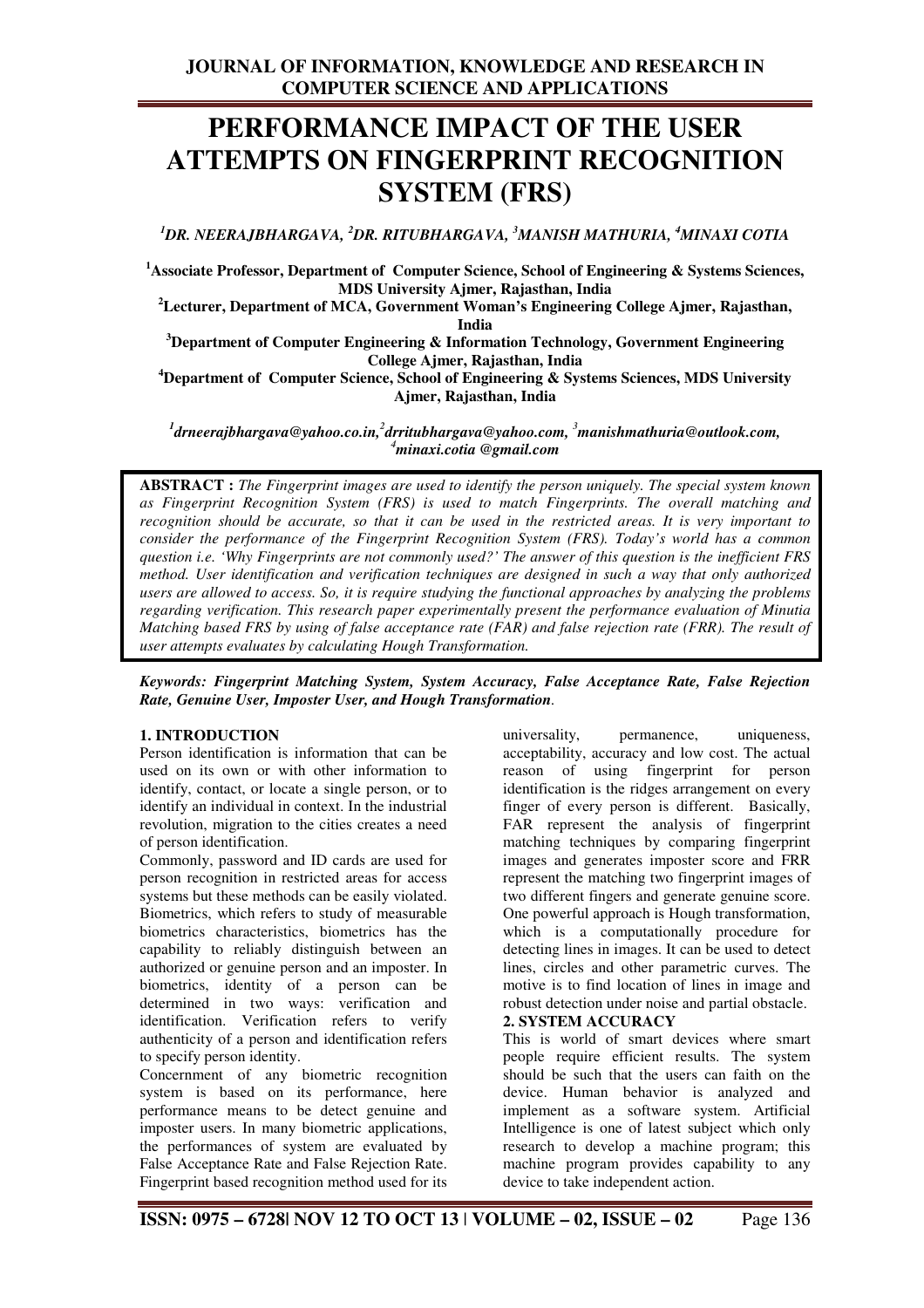# PERFORMANCE IMPACT OF THE USER ATTEMPTS ON FINGERPRINT RECOGNITION SYSTEM (FRS)

***[1]DR. NEERAJBHARGAVA, [2]DR. RITUBHARGAVA, [3]MANISH MATHURIA, [4]MINAXI COTIA***

**[1]Associate Professor, Department of Computer Science, School of Engineering & Systems Sciences, MDS University Ajmer, Rajasthan, India**

**[2]Lecturer, Department of MCA, Government Woman's Engineering College Ajmer, Rajasthan, India**

**[3]Department of Computer Engineering & Information Technology, Government Engineering College Ajmer, Rajasthan, India**

**[4]Department of Computer Science, School of Engineering & Systems Sciences, MDS University Ajmer, Rajasthan, India**

***[1]drneerajbhargava@yahoo.co.in, [2]drritubhargava@yahoo.com, [3]manishmathuria@outlook.com, [4]minaxi.cotia @gmail.com***

**ABSTRACT :** *The Fingerprint images are used to identify the person uniquely. The special system known as Fingerprint Recognition System (FRS) is used to match Fingerprints. The overall matching and recognition should be accurate, so that it can be used in the restricted areas. It is very important to consider the performance of the Fingerprint Recognition System (FRS). Today's world has a common question i.e. 'Why Fingerprints are not commonly used?' The answer of this question is the inefficient FRS method. User identification and verification techniques are designed in such a way that only authorized users are allowed to access. So, it is require studying the functional approaches by analyzing the problems regarding verification. This research paper experimentally present the performance evaluation of Minutia Matching based FRS by using of false acceptance rate (FAR) and false rejection rate (FRR). The result of user attempts evaluates by calculating Hough Transformation.*

***Keywords: Fingerprint Matching System, System Accuracy, False Acceptance Rate, False Rejection Rate, Genuine User, Imposter User, and Hough Transformation*.**

## 1. INTRODUCTION

Person identification is information that can be used on its own or with other information to identify, contact, or locate a single person, or to identify an individual in context. In the industrial revolution, migration to the cities creates a need of person identification.

Commonly, password and ID cards are used for person recognition in restricted areas for access systems but these methods can be easily violated. Biometrics, which refers to study of measurable biometrics characteristics, biometrics has the capability to reliably distinguish between an authorized or genuine person and an imposter. In biometrics, identity of a person can be determined in two ways: verification and identification. Verification refers to verify authenticity of a person and identification refers to specify person identity.

Concernment of any biometric recognition system is based on its performance, here performance means to be detect genuine and imposter users. In many biometric applications, the performances of system are evaluated by False Acceptance Rate and False Rejection Rate. Fingerprint based recognition method used for its universality, permanence, uniqueness, acceptability, accuracy and low cost. The actual reason of using fingerprint for person identification is the ridges arrangement on every finger of every person is different. Basically, FAR represent the analysis of fingerprint matching techniques by comparing fingerprint images and generates imposter score and FRR represent the matching two fingerprint images of two different fingers and generate genuine score. One powerful approach is Hough transformation, which is a computationally procedure for detecting lines in images. It can be used to detect lines, circles and other parametric curves. The motive is to find location of lines in image and robust detection under noise and partial obstacle.

## 2. SYSTEM ACCURACY

This is world of smart devices where smart people require efficient results. The system should be such that the users can faith on the device. Human behavior is analyzed and implement as a software system. Artificial Intelligence is one of latest subject which only research to develop a machine program; this machine program provides capability to any device to take independent action.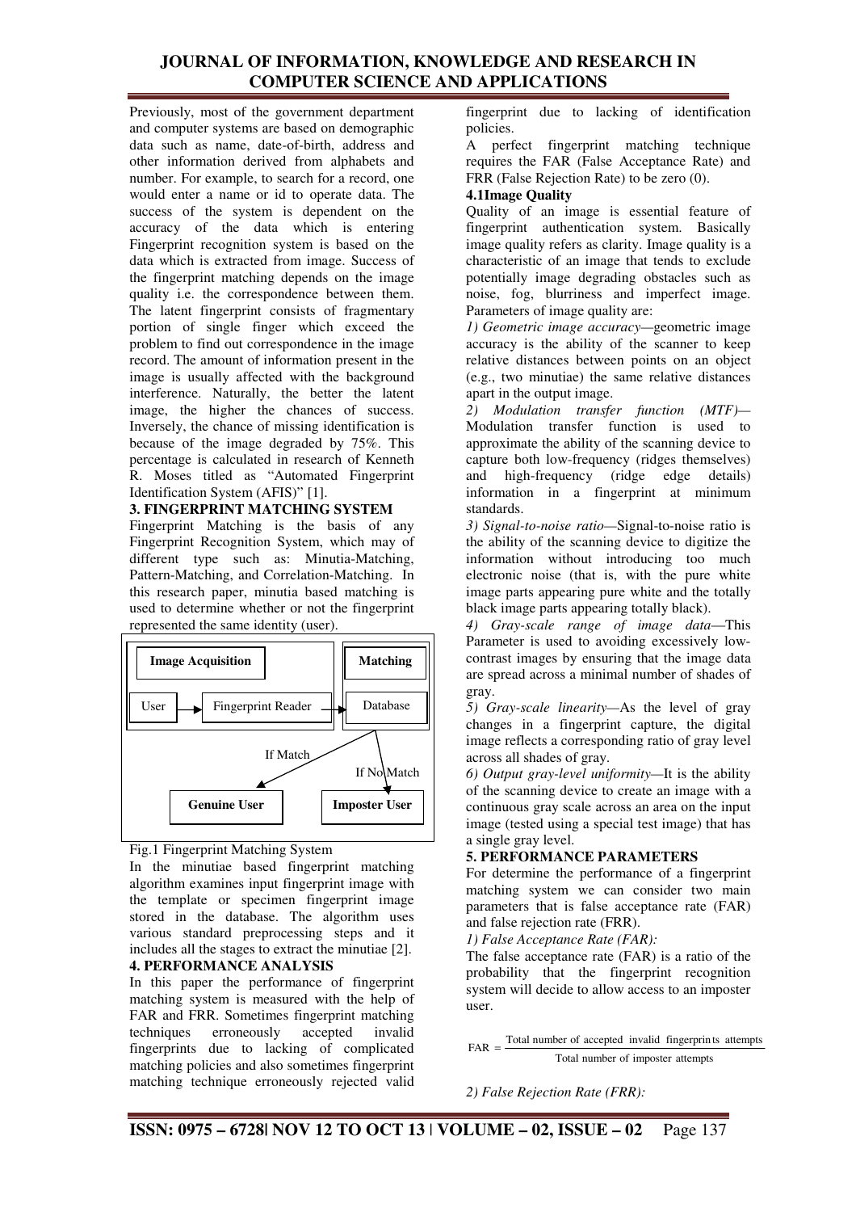Previously, most of the government department and computer systems are based on demographic data such as name, date-of-birth, address and other information derived from alphabets and number. For example, to search for a record, one would enter a name or id to operate data. The success of the system is dependent on the accuracy of the data which is entering Fingerprint recognition system is based on the data which is extracted from image. Success of the fingerprint matching depends on the image quality i.e. the correspondence between them. The latent fingerprint consists of fragmentary portion of single finger which exceed the problem to find out correspondence in the image record. The amount of information present in the image is usually affected with the background interference. Naturally, the better the latent image, the higher the chances of success. Inversely, the chance of missing identification is because of the image degraded by 75%. This percentage is calculated in research of Kenneth R. Moses titled as "Automated Fingerprint Identification System (AFIS)" [1].

## 3. FINGERPRINT MATCHING SYSTEM

Fingerprint Matching is the basis of any Fingerprint Recognition System, which may of different type such as: Minutia-Matching, Pattern-Matching, and Correlation-Matching. In this research paper, minutia based matching is used to determine whether or not the fingerprint represented the same identity (user).

**Image Acquisition** — User → Fingerprint Reader → **Matching** — Database

If Match → **Genuine User**

If No Match → **Imposter User**

Fig.1 Fingerprint Matching System

In the minutiae based fingerprint matching algorithm examines input fingerprint image with the template or specimen fingerprint image stored in the database. The algorithm uses various standard preprocessing steps and it includes all the stages to extract the minutiae [2].

## 4. PERFORMANCE ANALYSIS

In this paper the performance of fingerprint matching system is measured with the help of FAR and FRR. Sometimes fingerprint matching techniques erroneously accepted invalid fingerprints due to lacking of complicated matching policies and also sometimes fingerprint matching technique erroneously rejected valid fingerprint due to lacking of identification policies.

A perfect fingerprint matching technique requires the FAR (False Acceptance Rate) and FRR (False Rejection Rate) to be zero (0).

### 4.1 Image Quality

Quality of an image is essential feature of fingerprint authentication system. Basically image quality refers as clarity. Image quality is a characteristic of an image that tends to exclude potentially image degrading obstacles such as noise, fog, blurriness and imperfect image. Parameters of image quality are:

*1) Geometric image accuracy*—geometric image accuracy is the ability of the scanner to keep relative distances between points on an object (e.g., two minutiae) the same relative distances apart in the output image.

*2) Modulation transfer function (MTF)*—Modulation transfer function is used to approximate the ability of the scanning device to capture both low-frequency (ridges themselves) and high-frequency (ridge edge details) information in a fingerprint at minimum standards.

*3) Signal-to-noise ratio*—Signal-to-noise ratio is the ability of the scanning device to digitize the information without introducing too much electronic noise (that is, with the pure white image parts appearing pure white and the totally black image parts appearing totally black).

*4) Gray-scale range of image data*—This Parameter is used to avoiding excessively low-contrast images by ensuring that the image data are spread across a minimal number of shades of gray.

*5) Gray-scale linearity*—As the level of gray changes in a fingerprint capture, the digital image reflects a corresponding ratio of gray level across all shades of gray.

*6) Output gray-level uniformity*—It is the ability of the scanning device to create an image with a continuous gray scale across an area on the input image (tested using a special test image) that has a single gray level.

## 5. PERFORMANCE PARAMETERS

For determine the performance of a fingerprint matching system we can consider two main parameters that is false acceptance rate (FAR) and false rejection rate (FRR).

*1) False Acceptance Rate (FAR):*

The false acceptance rate (FAR) is a ratio of the probability that the fingerprint recognition system will decide to allow access to an imposter user.

$$\text{FAR} = \frac{\text{Total number of accepted invalid fingerprints attempts}}{\text{Total number of imposter attempts}}$$

*2) False Rejection Rate (FRR):*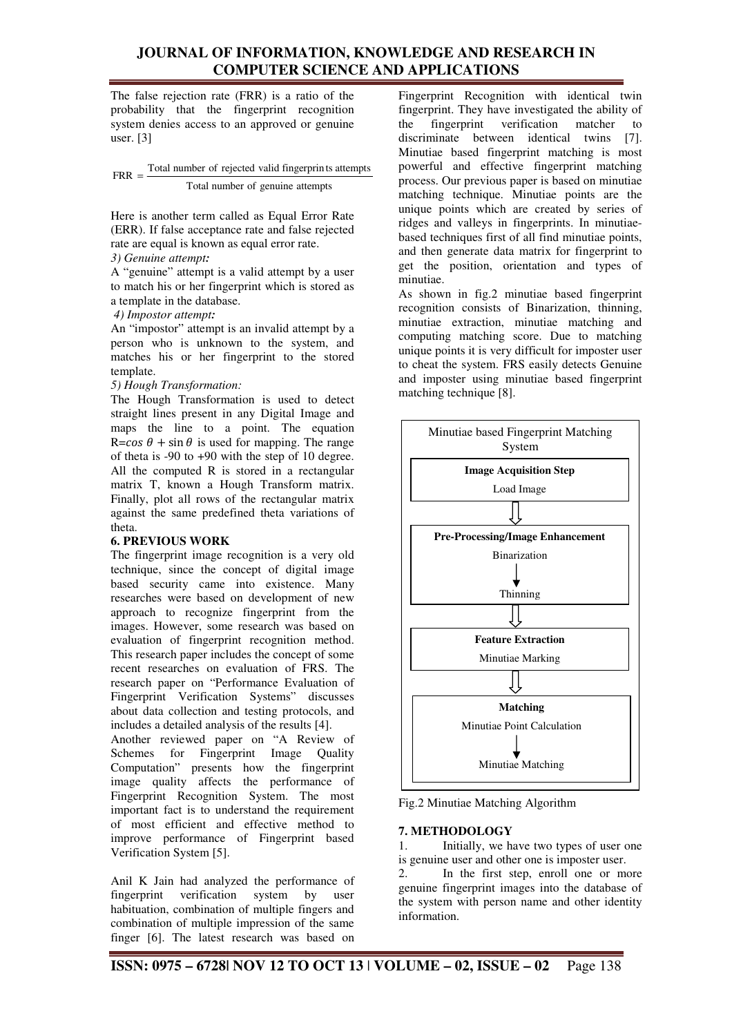The false rejection rate (FRR) is a ratio of the probability that the fingerprint recognition system denies access to an approved or genuine user. [3]

$$FRR = \frac{\text{Total number of rejected valid fingerprints attempts}}{\text{Total number of genuine attempts}}$$

Here is another term called as Equal Error Rate (ERR). If false acceptance rate and false rejected rate are equal is known as equal error rate.

*3) Genuine attempt:*

A "genuine" attempt is a valid attempt by a user to match his or her fingerprint which is stored as a template in the database.

*4) Impostor attempt:*

An "impostor" attempt is an invalid attempt by a person who is unknown to the system, and matches his or her fingerprint to the stored template.

*5) Hough Transformation:*

The Hough Transformation is used to detect straight lines present in any Digital Image and maps the line to a point. The equation $R = \cos\theta + \sin\theta$ is used for mapping. The range of theta is -90 to +90 with the step of 10 degree. All the computed R is stored in a rectangular matrix T, known a Hough Transform matrix. Finally, plot all rows of the rectangular matrix against the same predefined theta variations of theta.

## 6. PREVIOUS WORK

The fingerprint image recognition is a very old technique, since the concept of digital image based security came into existence. Many researches were based on development of new approach to recognize fingerprint from the images. However, some research was based on evaluation of fingerprint recognition method. This research paper includes the concept of some recent researches on evaluation of FRS. The research paper on "Performance Evaluation of Fingerprint Verification Systems" discusses about data collection and testing protocols, and includes a detailed analysis of the results [4].

Another reviewed paper on "A Review of Schemes for Fingerprint Image Quality Computation" presents how the fingerprint image quality affects the performance of Fingerprint Recognition System. The most important fact is to understand the requirement of most efficient and effective method to improve performance of Fingerprint based Verification System [5].

Anil K Jain had analyzed the performance of fingerprint verification system by user habituation, combination of multiple fingers and combination of multiple impression of the same finger [6]. The latest research was based on Fingerprint Recognition with identical twin fingerprint. They have investigated the ability of the fingerprint verification matcher to discriminate between identical twins [7]. Minutiae based fingerprint matching is most powerful and effective fingerprint matching process. Our previous paper is based on minutiae matching technique. Minutiae points are the unique points which are created by series of ridges and valleys in fingerprints. In minutiae-based techniques first of all find minutiae points, and then generate data matrix for fingerprint to get the position, orientation and types of minutiae.

As shown in fig.2 minutiae based fingerprint recognition consists of Binarization, thinning, minutiae extraction, minutiae matching and computing matching score. Due to matching unique points it is very difficult for imposter user to cheat the system. FRS easily detects Genuine and imposter using minutiae based fingerprint matching technique [8].

Minutiae based Fingerprint Matching System

- **Image Acquisition Step**
  - Load Image
- **Pre-Processing/Image Enhancement**
  - Binarization → Thinning
- **Feature Extraction**
  - Minutiae Marking
- **Matching**
  - Minutiae Point Calculation → Minutiae Matching

Fig.2 Minutiae Matching Algorithm

## 7. METHODOLOGY

1. Initially, we have two types of user one is genuine user and other one is imposter user.
2. In the first step, enroll one or more genuine fingerprint images into the database of the system with person name and other identity information.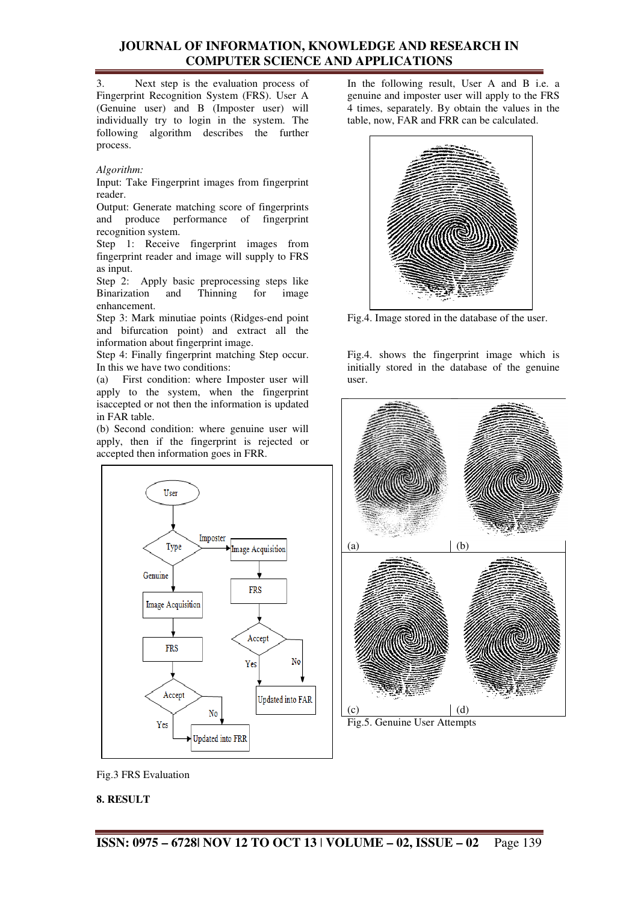3. Next step is the evaluation process of Fingerprint Recognition System (FRS). User A (Genuine user) and B (Imposter user) will individually try to login in the system. The following algorithm describes the further process.

*Algorithm:*

Input: Take Fingerprint images from fingerprint reader.

Output: Generate matching score of fingerprints and produce performance of fingerprint recognition system.

Step 1: Receive fingerprint images from fingerprint reader and image will supply to FRS as input.

Step 2: Apply basic preprocessing steps like Binarization and Thinning for image enhancement.

Step 3: Mark minutiae points (Ridges-end point and bifurcation point) and extract all the information about fingerprint image.

Step 4: Finally fingerprint matching Step occur. In this we have two conditions:

(a) First condition: where Imposter user will apply to the system, when the fingerprint isaccepted or not then the information is updated in FAR table.

(b) Second condition: where genuine user will apply, then if the fingerprint is rejected or accepted then information goes in FRR.

Fig.3 FRS Evaluation

## 8. RESULT

In the following result, User A and B i.e. a genuine and imposter user will apply to the FRS 4 times, separately. By obtain the values in the table, now, FAR and FRR can be calculated.

Fig.4. Image stored in the database of the user.

Fig.4. shows the fingerprint image which is initially stored in the database of the genuine user.

(a) (b) (c) (d)

Fig.5. Genuine User Attempts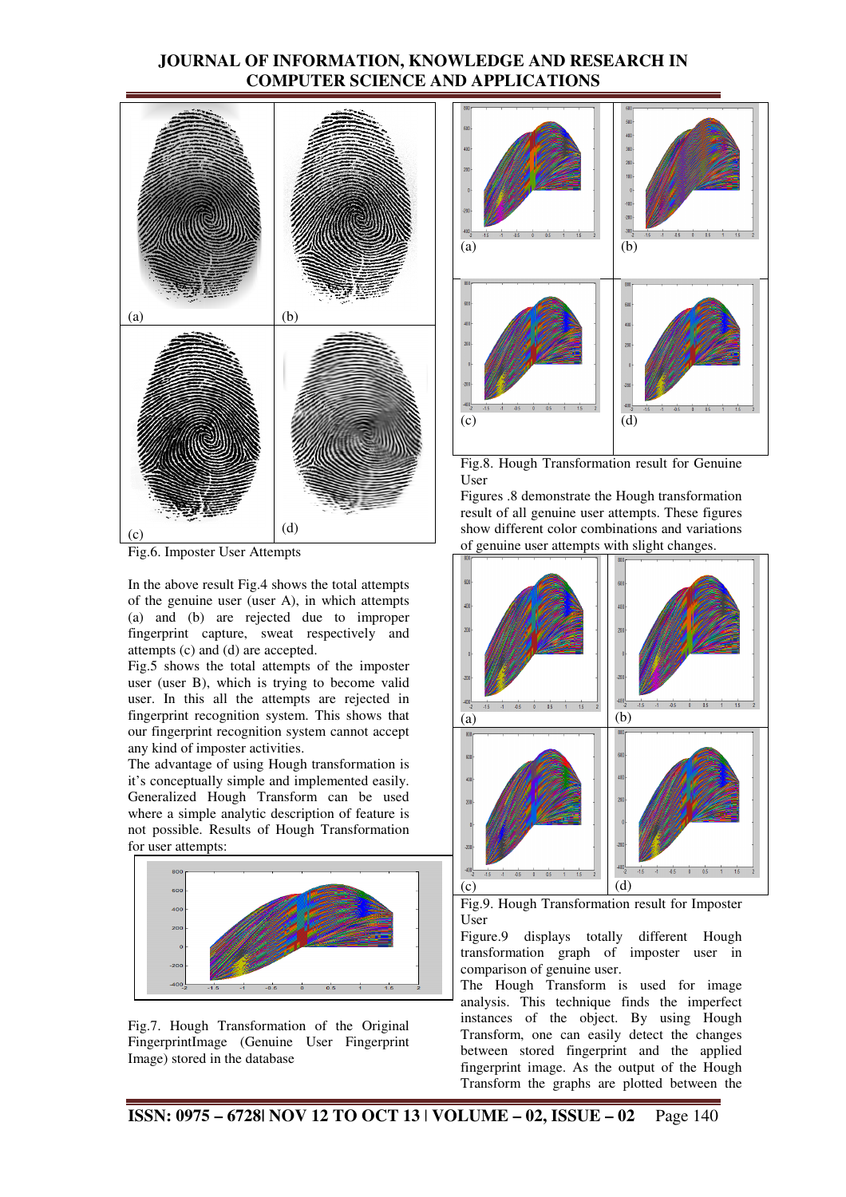(a)

(b)

(c)

(d)

Fig.6. Imposter User Attempts

In the above result Fig.4 shows the total attempts of the genuine user (user A), in which attempts (a) and (b) are rejected due to improper fingerprint capture, sweat respectively and attempts (c) and (d) are accepted.

Fig.5 shows the total attempts of the imposter user (user B), which is trying to become valid user. In this all the attempts are rejected in fingerprint recognition system. This shows that our fingerprint recognition system cannot accept any kind of imposter activities.

The advantage of using Hough transformation is it's conceptually simple and implemented easily. Generalized Hough Transform can be used where a simple analytic description of feature is not possible. Results of Hough Transformation for user attempts:

Fig.7. Hough Transformation of the Original FingerprintImage (Genuine User Fingerprint Image) stored in the database

(a)

(b)

(c)

(d)

Fig.8. Hough Transformation result for Genuine User

Figures .8 demonstrate the Hough transformation result of all genuine user attempts. These figures show different color combinations and variations of genuine user attempts with slight changes.

(a)

(b)

(c)

(d)

Fig.9. Hough Transformation result for Imposter User

Figure.9 displays totally different Hough transformation graph of imposter user in comparison of genuine user.

The Hough Transform is used for image analysis. This technique finds the imperfect instances of the object. By using Hough Transform, one can easily detect the changes between stored fingerprint and the applied fingerprint image. As the output of the Hough Transform the graphs are plotted between the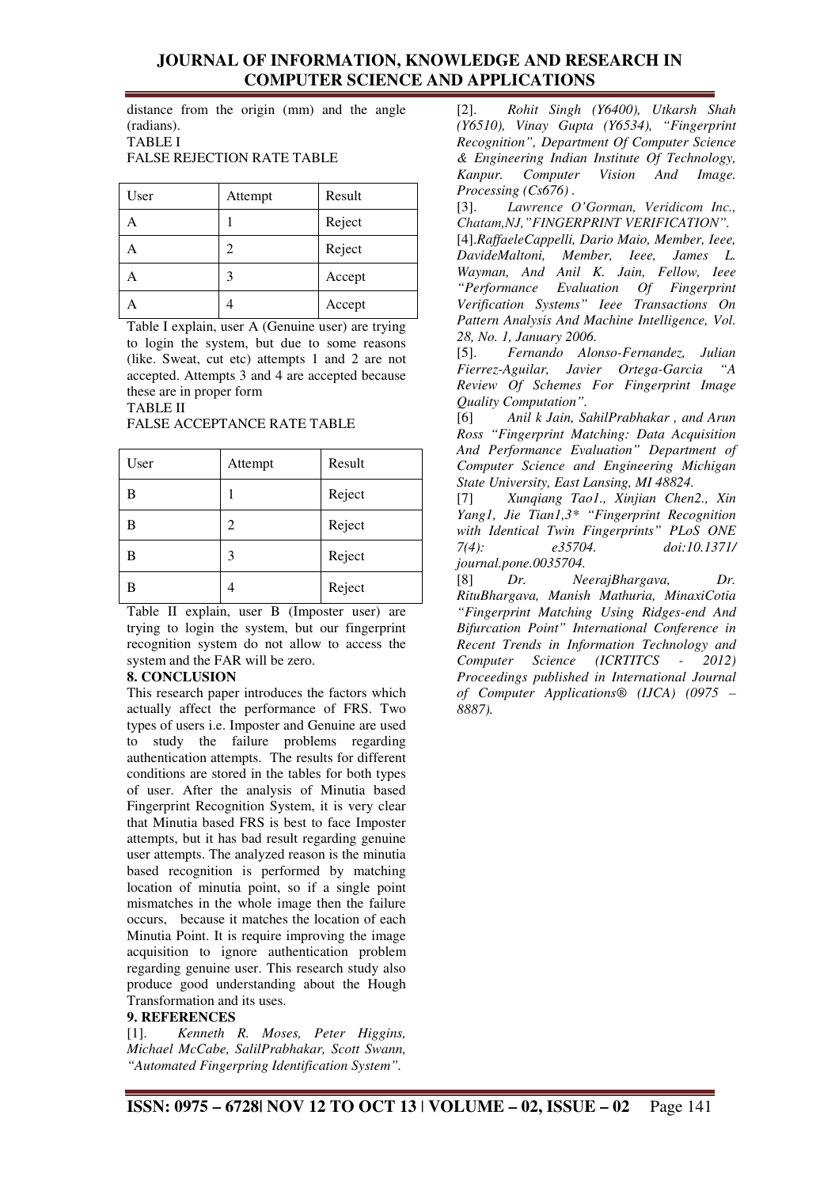distance from the origin (mm) and the angle (radians).

TABLE I

FALSE REJECTION RATE TABLE

| User | Attempt | Result |
|---|---|---|
| A | 1 | Reject |
| A | 2 | Reject |
| A | 3 | Accept |
| A | 4 | Accept |

Table I explain, user A (Genuine user) are trying to login the system, but due to some reasons (like. Sweat, cut etc) attempts 1 and 2 are not accepted. Attempts 3 and 4 are accepted because these are in proper form

TABLE II

FALSE ACCEPTANCE RATE TABLE

| User | Attempt | Result |
|---|---|---|
| B | 1 | Reject |
| B | 2 | Reject |
| B | 3 | Reject |
| B | 4 | Reject |

Table II explain, user B (Imposter user) are trying to login the system, but our fingerprint recognition system do not allow to access the system and the FAR will be zero.

**8. CONCLUSION**

This research paper introduces the factors which actually affect the performance of FRS. Two types of users i.e. Imposter and Genuine are used to study the failure problems regarding authentication attempts. The results for different conditions are stored in the tables for both types of user. After the analysis of Minutia based Fingerprint Recognition System, it is very clear that Minutia based FRS is best to face Imposter attempts, but it has bad result regarding genuine user attempts. The analyzed reason is the minutia based recognition is performed by matching location of minutia point, so if a single point mismatches in the whole image then the failure occurs, because it matches the location of each Minutia Point. It is require improving the image acquisition to ignore authentication problem regarding genuine user. This research study also produce good understanding about the Hough Transformation and its uses.

**9. REFERENCES**

[1]. *Kenneth R. Moses, Peter Higgins, Michael McCabe, SalilPrabhakar, Scott Swann, "Automated Fingerpring Identification System".*

[2]. *Rohit Singh (Y6400), Utkarsh Shah (Y6510), Vinay Gupta (Y6534), "Fingerprint Recognition", Department Of Computer Science & Engineering Indian Institute Of Technology, Kanpur. Computer Vision And Image. Processing (Cs676) .*

[3]. *Lawrence O'Gorman, Veridicom Inc., Chatam,NJ,"FINGERPRINT VERIFICATION".*

[4].*RaffaeleCappelli, Dario Maio, Member, Ieee, DavideMaltoni, Member, Ieee, James L. Wayman, And Anil K. Jain, Fellow, Ieee "Performance Evaluation Of Fingerprint Verification Systems" Ieee Transactions On Pattern Analysis And Machine Intelligence, Vol. 28, No. 1, January 2006.*

[5]. *Fernando Alonso-Fernandez, Julian Fierrez-Aguilar, Javier Ortega-Garcia "A Review Of Schemes For Fingerprint Image Quality Computation".*

[6] *Anil k Jain, SahilPrabhakar , and Arun Ross "Fingerprint Matching: Data Acquisition And Performance Evaluation" Department of Computer Science and Engineering Michigan State University, East Lansing, MI 48824.*

[7] *Xunqiang Tao1., Xinjian Chen2., Xin Yang1, Jie Tian1,3\* "Fingerprint Recognition with Identical Twin Fingerprints" PLoS ONE 7(4): e35704. doi:10.1371/ journal.pone.0035704.*

[8] *Dr. NeerajBhargava, Dr. RituBhargava, Manish Mathuria, MinaxiCotia "Fingerprint Matching Using Ridges-end And Bifurcation Point" International Conference in Recent Trends in Information Technology and Computer Science (ICRTITCS - 2012) Proceedings published in International Journal of Computer Applications® (IJCA) (0975 – 8887).*